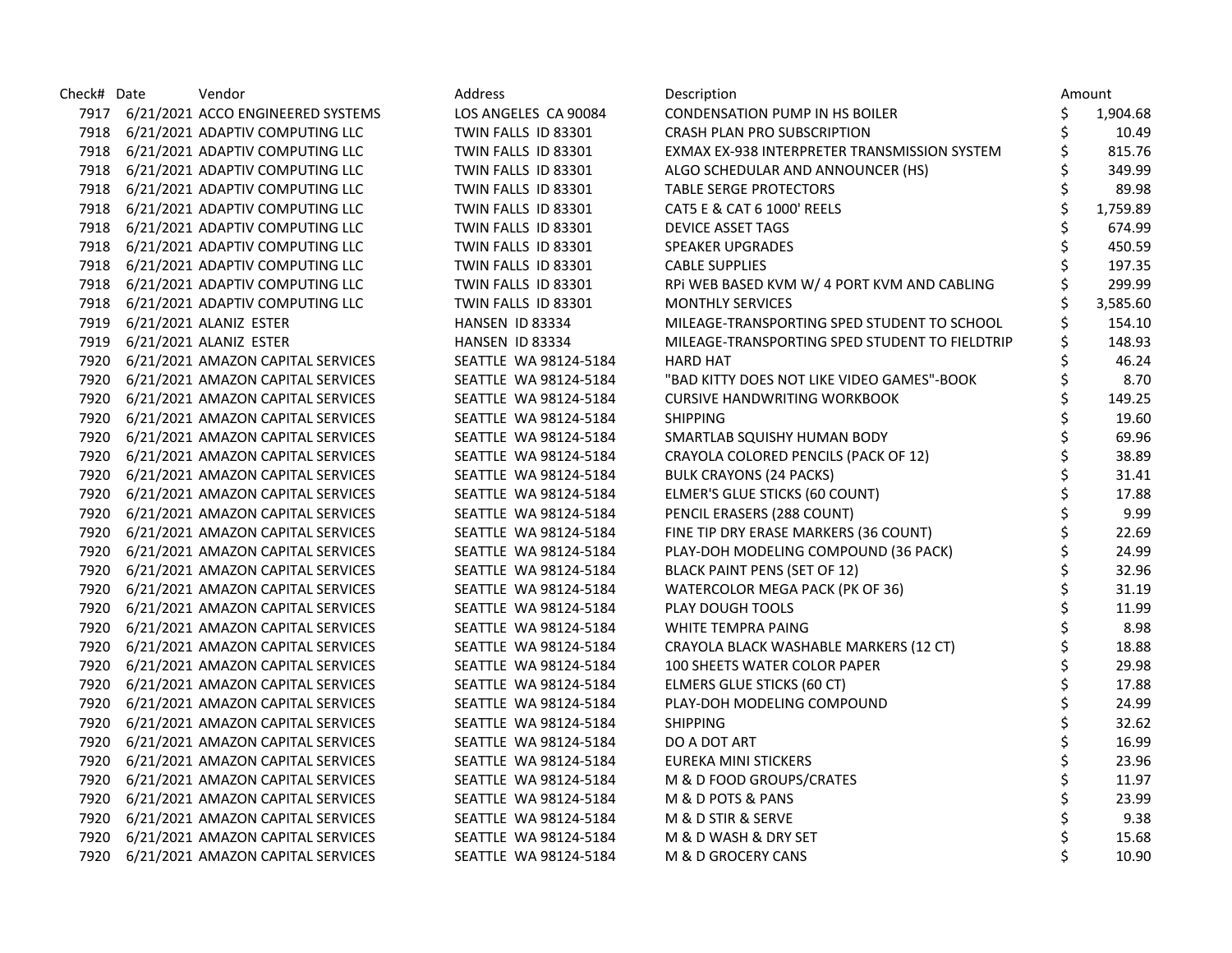| Check# | Date | Vendor | Address | Description | Amount |
|---|---|---|---|---|---|
| 7917 | 6/21/2021 | ACCO ENGINEERED SYSTEMS | LOS ANGELES CA 90084 | CONDENSATION PUMP IN HS BOILER | $ 1,904.68 |
| 7918 | 6/21/2021 | ADAPTIV COMPUTING LLC | TWIN FALLS ID 83301 | CRASH PLAN PRO SUBSCRIPTION | $ 10.49 |
| 7918 | 6/21/2021 | ADAPTIV COMPUTING LLC | TWIN FALLS ID 83301 | EXMAX EX-938 INTERPRETER TRANSMISSION SYSTEM | $ 815.76 |
| 7918 | 6/21/2021 | ADAPTIV COMPUTING LLC | TWIN FALLS ID 83301 | ALGO SCHEDULAR AND ANNOUNCER (HS) | $ 349.99 |
| 7918 | 6/21/2021 | ADAPTIV COMPUTING LLC | TWIN FALLS ID 83301 | TABLE SERGE PROTECTORS | $ 89.98 |
| 7918 | 6/21/2021 | ADAPTIV COMPUTING LLC | TWIN FALLS ID 83301 | CAT5 E & CAT 6 1000' REELS | $ 1,759.89 |
| 7918 | 6/21/2021 | ADAPTIV COMPUTING LLC | TWIN FALLS ID 83301 | DEVICE ASSET TAGS | $ 674.99 |
| 7918 | 6/21/2021 | ADAPTIV COMPUTING LLC | TWIN FALLS ID 83301 | SPEAKER UPGRADES | $ 450.59 |
| 7918 | 6/21/2021 | ADAPTIV COMPUTING LLC | TWIN FALLS ID 83301 | CABLE SUPPLIES | $ 197.35 |
| 7918 | 6/21/2021 | ADAPTIV COMPUTING LLC | TWIN FALLS ID 83301 | RPi WEB BASED KVM W/ 4 PORT KVM AND CABLING | $ 299.99 |
| 7918 | 6/21/2021 | ADAPTIV COMPUTING LLC | TWIN FALLS ID 83301 | MONTHLY SERVICES | $ 3,585.60 |
| 7919 | 6/21/2021 | ALANIZ ESTER | HANSEN ID 83334 | MILEAGE-TRANSPORTING SPED STUDENT TO SCHOOL | $ 154.10 |
| 7919 | 6/21/2021 | ALANIZ ESTER | HANSEN ID 83334 | MILEAGE-TRANSPORTING SPED STUDENT TO FIELDTRIP | $ 148.93 |
| 7920 | 6/21/2021 | AMAZON CAPITAL SERVICES | SEATTLE WA 98124-5184 | HARD HAT | $ 46.24 |
| 7920 | 6/21/2021 | AMAZON CAPITAL SERVICES | SEATTLE WA 98124-5184 | "BAD KITTY DOES NOT LIKE VIDEO GAMES"-BOOK | $ 8.70 |
| 7920 | 6/21/2021 | AMAZON CAPITAL SERVICES | SEATTLE WA 98124-5184 | CURSIVE HANDWRITING WORKBOOK | $ 149.25 |
| 7920 | 6/21/2021 | AMAZON CAPITAL SERVICES | SEATTLE WA 98124-5184 | SHIPPING | $ 19.60 |
| 7920 | 6/21/2021 | AMAZON CAPITAL SERVICES | SEATTLE WA 98124-5184 | SMARTLAB SQUISHY HUMAN BODY | $ 69.96 |
| 7920 | 6/21/2021 | AMAZON CAPITAL SERVICES | SEATTLE WA 98124-5184 | CRAYOLA COLORED PENCILS (PACK OF 12) | $ 38.89 |
| 7920 | 6/21/2021 | AMAZON CAPITAL SERVICES | SEATTLE WA 98124-5184 | BULK CRAYONS (24 PACKS) | $ 31.41 |
| 7920 | 6/21/2021 | AMAZON CAPITAL SERVICES | SEATTLE WA 98124-5184 | ELMER'S GLUE STICKS (60 COUNT) | $ 17.88 |
| 7920 | 6/21/2021 | AMAZON CAPITAL SERVICES | SEATTLE WA 98124-5184 | PENCIL ERASERS (288 COUNT) | $ 9.99 |
| 7920 | 6/21/2021 | AMAZON CAPITAL SERVICES | SEATTLE WA 98124-5184 | FINE TIP DRY ERASE MARKERS (36 COUNT) | $ 22.69 |
| 7920 | 6/21/2021 | AMAZON CAPITAL SERVICES | SEATTLE WA 98124-5184 | PLAY-DOH MODELING COMPOUND (36 PACK) | $ 24.99 |
| 7920 | 6/21/2021 | AMAZON CAPITAL SERVICES | SEATTLE WA 98124-5184 | BLACK PAINT PENS (SET OF 12) | $ 32.96 |
| 7920 | 6/21/2021 | AMAZON CAPITAL SERVICES | SEATTLE WA 98124-5184 | WATERCOLOR MEGA PACK (PK OF 36) | $ 31.19 |
| 7920 | 6/21/2021 | AMAZON CAPITAL SERVICES | SEATTLE WA 98124-5184 | PLAY DOUGH TOOLS | $ 11.99 |
| 7920 | 6/21/2021 | AMAZON CAPITAL SERVICES | SEATTLE WA 98124-5184 | WHITE TEMPRA PAING | $ 8.98 |
| 7920 | 6/21/2021 | AMAZON CAPITAL SERVICES | SEATTLE WA 98124-5184 | CRAYOLA BLACK WASHABLE MARKERS (12 CT) | $ 18.88 |
| 7920 | 6/21/2021 | AMAZON CAPITAL SERVICES | SEATTLE WA 98124-5184 | 100 SHEETS WATER COLOR PAPER | $ 29.98 |
| 7920 | 6/21/2021 | AMAZON CAPITAL SERVICES | SEATTLE WA 98124-5184 | ELMERS GLUE STICKS (60 CT) | $ 17.88 |
| 7920 | 6/21/2021 | AMAZON CAPITAL SERVICES | SEATTLE WA 98124-5184 | PLAY-DOH MODELING COMPOUND | $ 24.99 |
| 7920 | 6/21/2021 | AMAZON CAPITAL SERVICES | SEATTLE WA 98124-5184 | SHIPPING | $ 32.62 |
| 7920 | 6/21/2021 | AMAZON CAPITAL SERVICES | SEATTLE WA 98124-5184 | DO A DOT ART | $ 16.99 |
| 7920 | 6/21/2021 | AMAZON CAPITAL SERVICES | SEATTLE WA 98124-5184 | EUREKA MINI STICKERS | $ 23.96 |
| 7920 | 6/21/2021 | AMAZON CAPITAL SERVICES | SEATTLE WA 98124-5184 | M & D FOOD GROUPS/CRATES | $ 11.97 |
| 7920 | 6/21/2021 | AMAZON CAPITAL SERVICES | SEATTLE WA 98124-5184 | M & D POTS & PANS | $ 23.99 |
| 7920 | 6/21/2021 | AMAZON CAPITAL SERVICES | SEATTLE WA 98124-5184 | M & D STIR & SERVE | $ 9.38 |
| 7920 | 6/21/2021 | AMAZON CAPITAL SERVICES | SEATTLE WA 98124-5184 | M & D WASH & DRY SET | $ 15.68 |
| 7920 | 6/21/2021 | AMAZON CAPITAL SERVICES | SEATTLE WA 98124-5184 | M & D GROCERY CANS | $ 10.90 |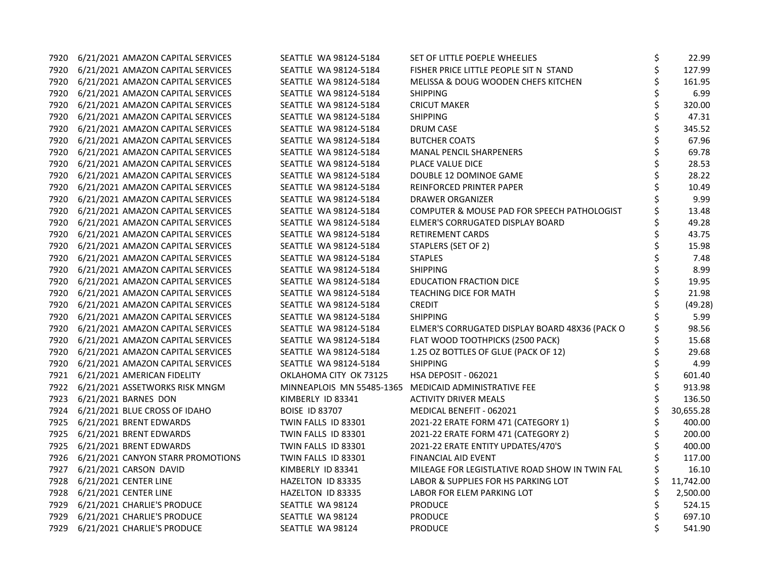| | | | | | |
|---|---|---|---|---|---|
| 7920 | 6/21/2021 | AMAZON CAPITAL SERVICES | SEATTLE WA 98124-5184 | SET OF LITTLE POEPLE WHEELIES | $ 22.99 |
| 7920 | 6/21/2021 | AMAZON CAPITAL SERVICES | SEATTLE WA 98124-5184 | FISHER PRICE LITTLE PEOPLE SIT N STAND | $ 127.99 |
| 7920 | 6/21/2021 | AMAZON CAPITAL SERVICES | SEATTLE WA 98124-5184 | MELISSA & DOUG WOODEN CHEFS KITCHEN | $ 161.95 |
| 7920 | 6/21/2021 | AMAZON CAPITAL SERVICES | SEATTLE WA 98124-5184 | SHIPPING | $ 6.99 |
| 7920 | 6/21/2021 | AMAZON CAPITAL SERVICES | SEATTLE WA 98124-5184 | CRICUT MAKER | $ 320.00 |
| 7920 | 6/21/2021 | AMAZON CAPITAL SERVICES | SEATTLE WA 98124-5184 | SHIPPING | $ 47.31 |
| 7920 | 6/21/2021 | AMAZON CAPITAL SERVICES | SEATTLE WA 98124-5184 | DRUM CASE | $ 345.52 |
| 7920 | 6/21/2021 | AMAZON CAPITAL SERVICES | SEATTLE WA 98124-5184 | BUTCHER COATS | $ 67.96 |
| 7920 | 6/21/2021 | AMAZON CAPITAL SERVICES | SEATTLE WA 98124-5184 | MANAL PENCIL SHARPENERS | $ 69.78 |
| 7920 | 6/21/2021 | AMAZON CAPITAL SERVICES | SEATTLE WA 98124-5184 | PLACE VALUE DICE | $ 28.53 |
| 7920 | 6/21/2021 | AMAZON CAPITAL SERVICES | SEATTLE WA 98124-5184 | DOUBLE 12 DOMINOE GAME | $ 28.22 |
| 7920 | 6/21/2021 | AMAZON CAPITAL SERVICES | SEATTLE WA 98124-5184 | REINFORCED PRINTER PAPER | $ 10.49 |
| 7920 | 6/21/2021 | AMAZON CAPITAL SERVICES | SEATTLE WA 98124-5184 | DRAWER ORGANIZER | $ 9.99 |
| 7920 | 6/21/2021 | AMAZON CAPITAL SERVICES | SEATTLE WA 98124-5184 | COMPUTER & MOUSE PAD FOR SPEECH PATHOLOGIST | $ 13.48 |
| 7920 | 6/21/2021 | AMAZON CAPITAL SERVICES | SEATTLE WA 98124-5184 | ELMER'S CORRUGATED DISPLAY BOARD | $ 49.28 |
| 7920 | 6/21/2021 | AMAZON CAPITAL SERVICES | SEATTLE WA 98124-5184 | RETIREMENT CARDS | $ 43.75 |
| 7920 | 6/21/2021 | AMAZON CAPITAL SERVICES | SEATTLE WA 98124-5184 | STAPLERS (SET OF 2) | $ 15.98 |
| 7920 | 6/21/2021 | AMAZON CAPITAL SERVICES | SEATTLE WA 98124-5184 | STAPLES | $ 7.48 |
| 7920 | 6/21/2021 | AMAZON CAPITAL SERVICES | SEATTLE WA 98124-5184 | SHIPPING | $ 8.99 |
| 7920 | 6/21/2021 | AMAZON CAPITAL SERVICES | SEATTLE WA 98124-5184 | EDUCATION FRACTION DICE | $ 19.95 |
| 7920 | 6/21/2021 | AMAZON CAPITAL SERVICES | SEATTLE WA 98124-5184 | TEACHING DICE FOR MATH | $ 21.98 |
| 7920 | 6/21/2021 | AMAZON CAPITAL SERVICES | SEATTLE WA 98124-5184 | CREDIT | $ (49.28) |
| 7920 | 6/21/2021 | AMAZON CAPITAL SERVICES | SEATTLE WA 98124-5184 | SHIPPING | $ 5.99 |
| 7920 | 6/21/2021 | AMAZON CAPITAL SERVICES | SEATTLE WA 98124-5184 | ELMER'S CORRUGATED DISPLAY BOARD 48X36 (PACK O | $ 98.56 |
| 7920 | 6/21/2021 | AMAZON CAPITAL SERVICES | SEATTLE WA 98124-5184 | FLAT WOOD TOOTHPICKS (2500 PACK) | $ 15.68 |
| 7920 | 6/21/2021 | AMAZON CAPITAL SERVICES | SEATTLE WA 98124-5184 | 1.25 OZ BOTTLES OF GLUE (PACK OF 12) | $ 29.68 |
| 7920 | 6/21/2021 | AMAZON CAPITAL SERVICES | SEATTLE WA 98124-5184 | SHIPPING | $ 4.99 |
| 7921 | 6/21/2021 | AMERICAN FIDELITY | OKLAHOMA CITY OK 73125 | HSA DEPOSIT - 062021 | $ 601.40 |
| 7922 | 6/21/2021 | ASSETWORKS RISK MNGM | MINNEAPLOIS MN 55485-1365 | MEDICAID ADMINISTRATIVE FEE | $ 913.98 |
| 7923 | 6/21/2021 | BARNES DON | KIMBERLY ID 83341 | ACTIVITY DRIVER MEALS | $ 136.50 |
| 7924 | 6/21/2021 | BLUE CROSS OF IDAHO | BOISE ID 83707 | MEDICAL BENEFIT - 062021 | $ 30,655.28 |
| 7925 | 6/21/2021 | BRENT EDWARDS | TWIN FALLS ID 83301 | 2021-22 ERATE FORM 471 (CATEGORY 1) | $ 400.00 |
| 7925 | 6/21/2021 | BRENT EDWARDS | TWIN FALLS ID 83301 | 2021-22 ERATE FORM 471 (CATEGORY 2) | $ 200.00 |
| 7925 | 6/21/2021 | BRENT EDWARDS | TWIN FALLS ID 83301 | 2021-22 ERATE ENTITY UPDATES/470'S | $ 400.00 |
| 7926 | 6/21/2021 | CANYON STARR PROMOTIONS | TWIN FALLS ID 83301 | FINANCIAL AID EVENT | $ 117.00 |
| 7927 | 6/21/2021 | CARSON DAVID | KIMBERLY ID 83341 | MILEAGE FOR LEGISTLATIVE ROAD SHOW IN TWIN FAL | $ 16.10 |
| 7928 | 6/21/2021 | CENTER LINE | HAZELTON ID 83335 | LABOR & SUPPLIES FOR HS PARKING LOT | $ 11,742.00 |
| 7928 | 6/21/2021 | CENTER LINE | HAZELTON ID 83335 | LABOR FOR ELEM PARKING LOT | $ 2,500.00 |
| 7929 | 6/21/2021 | CHARLIE'S PRODUCE | SEATTLE WA 98124 | PRODUCE | $ 524.15 |
| 7929 | 6/21/2021 | CHARLIE'S PRODUCE | SEATTLE WA 98124 | PRODUCE | $ 697.10 |
| 7929 | 6/21/2021 | CHARLIE'S PRODUCE | SEATTLE WA 98124 | PRODUCE | $ 541.90 |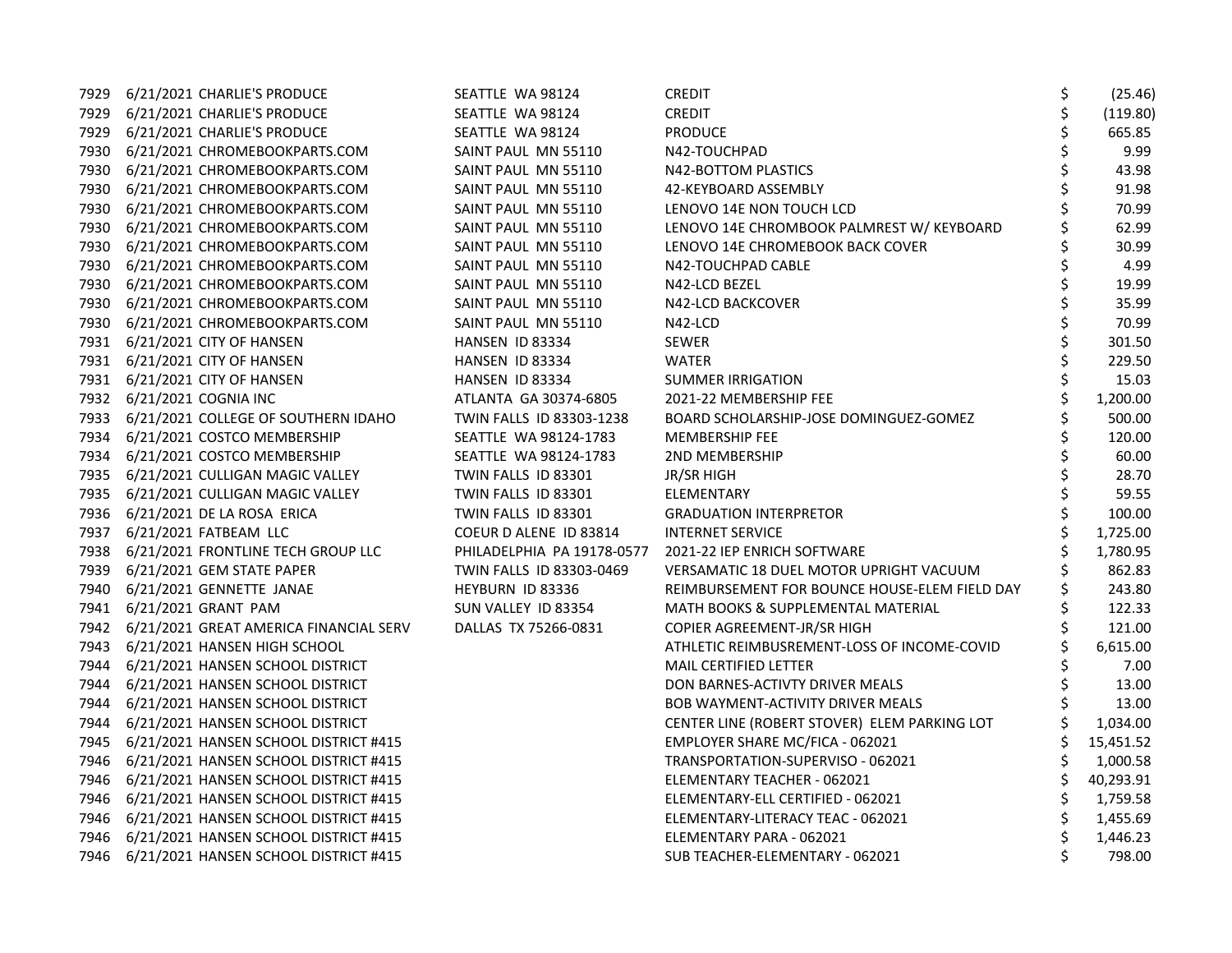| | | | | | |
|---|---|---|---|---|---|
| 7929 | 6/21/2021 | CHARLIE'S PRODUCE | SEATTLE WA 98124 | CREDIT | $ (25.46) |
| 7929 | 6/21/2021 | CHARLIE'S PRODUCE | SEATTLE WA 98124 | CREDIT | $ (119.80) |
| 7929 | 6/21/2021 | CHARLIE'S PRODUCE | SEATTLE WA 98124 | PRODUCE | $ 665.85 |
| 7930 | 6/21/2021 | CHROMEBOOKPARTS.COM | SAINT PAUL MN 55110 | N42-TOUCHPAD | $ 9.99 |
| 7930 | 6/21/2021 | CHROMEBOOKPARTS.COM | SAINT PAUL MN 55110 | N42-BOTTOM PLASTICS | $ 43.98 |
| 7930 | 6/21/2021 | CHROMEBOOKPARTS.COM | SAINT PAUL MN 55110 | 42-KEYBOARD ASSEMBLY | $ 91.98 |
| 7930 | 6/21/2021 | CHROMEBOOKPARTS.COM | SAINT PAUL MN 55110 | LENOVO 14E NON TOUCH LCD | $ 70.99 |
| 7930 | 6/21/2021 | CHROMEBOOKPARTS.COM | SAINT PAUL MN 55110 | LENOVO 14E CHROMBOOK PALMREST W/ KEYBOARD | $ 62.99 |
| 7930 | 6/21/2021 | CHROMEBOOKPARTS.COM | SAINT PAUL MN 55110 | LENOVO 14E CHROMEBOOK BACK COVER | $ 30.99 |
| 7930 | 6/21/2021 | CHROMEBOOKPARTS.COM | SAINT PAUL MN 55110 | N42-TOUCHPAD CABLE | $ 4.99 |
| 7930 | 6/21/2021 | CHROMEBOOKPARTS.COM | SAINT PAUL MN 55110 | N42-LCD BEZEL | $ 19.99 |
| 7930 | 6/21/2021 | CHROMEBOOKPARTS.COM | SAINT PAUL MN 55110 | N42-LCD BACKCOVER | $ 35.99 |
| 7930 | 6/21/2021 | CHROMEBOOKPARTS.COM | SAINT PAUL MN 55110 | N42-LCD | $ 70.99 |
| 7931 | 6/21/2021 | CITY OF HANSEN | HANSEN ID 83334 | SEWER | $ 301.50 |
| 7931 | 6/21/2021 | CITY OF HANSEN | HANSEN ID 83334 | WATER | $ 229.50 |
| 7931 | 6/21/2021 | CITY OF HANSEN | HANSEN ID 83334 | SUMMER IRRIGATION | $ 15.03 |
| 7932 | 6/21/2021 | COGNIA INC | ATLANTA GA 30374-6805 | 2021-22 MEMBERSHIP FEE | $ 1,200.00 |
| 7933 | 6/21/2021 | COLLEGE OF SOUTHERN IDAHO | TWIN FALLS ID 83303-1238 | BOARD SCHOLARSHIP-JOSE DOMINGUEZ-GOMEZ | $ 500.00 |
| 7934 | 6/21/2021 | COSTCO MEMBERSHIP | SEATTLE WA 98124-1783 | MEMBERSHIP FEE | $ 120.00 |
| 7934 | 6/21/2021 | COSTCO MEMBERSHIP | SEATTLE WA 98124-1783 | 2ND MEMBERSHIP | $ 60.00 |
| 7935 | 6/21/2021 | CULLIGAN MAGIC VALLEY | TWIN FALLS ID 83301 | JR/SR HIGH | $ 28.70 |
| 7935 | 6/21/2021 | CULLIGAN MAGIC VALLEY | TWIN FALLS ID 83301 | ELEMENTARY | $ 59.55 |
| 7936 | 6/21/2021 | DE LA ROSA ERICA | TWIN FALLS ID 83301 | GRADUATION INTERPRETOR | $ 100.00 |
| 7937 | 6/21/2021 | FATBEAM LLC | COEUR D ALENE ID 83814 | INTERNET SERVICE | $ 1,725.00 |
| 7938 | 6/21/2021 | FRONTLINE TECH GROUP LLC | PHILADELPHIA PA 19178-0577 | 2021-22 IEP ENRICH SOFTWARE | $ 1,780.95 |
| 7939 | 6/21/2021 | GEM STATE PAPER | TWIN FALLS ID 83303-0469 | VERSAMATIC 18 DUEL MOTOR UPRIGHT VACUUM | $ 862.83 |
| 7940 | 6/21/2021 | GENNETTE JANAE | HEYBURN ID 83336 | REIMBURSEMENT FOR BOUNCE HOUSE-ELEM FIELD DAY | $ 243.80 |
| 7941 | 6/21/2021 | GRANT PAM | SUN VALLEY ID 83354 | MATH BOOKS & SUPPLEMENTAL MATERIAL | $ 122.33 |
| 7942 | 6/21/2021 | GREAT AMERICA FINANCIAL SERV | DALLAS TX 75266-0831 | COPIER AGREEMENT-JR/SR HIGH | $ 121.00 |
| 7943 | 6/21/2021 | HANSEN HIGH SCHOOL | | ATHLETIC REIMBUSREMENT-LOSS OF INCOME-COVID | $ 6,615.00 |
| 7944 | 6/21/2021 | HANSEN SCHOOL DISTRICT | | MAIL CERTIFIED LETTER | $ 7.00 |
| 7944 | 6/21/2021 | HANSEN SCHOOL DISTRICT | | DON BARNES-ACTIVTY DRIVER MEALS | $ 13.00 |
| 7944 | 6/21/2021 | HANSEN SCHOOL DISTRICT | | BOB WAYMENT-ACTIVITY DRIVER MEALS | $ 13.00 |
| 7944 | 6/21/2021 | HANSEN SCHOOL DISTRICT | | CENTER LINE (ROBERT STOVER) ELEM PARKING LOT | $ 1,034.00 |
| 7945 | 6/21/2021 | HANSEN SCHOOL DISTRICT #415 | | EMPLOYER SHARE MC/FICA - 062021 | $ 15,451.52 |
| 7946 | 6/21/2021 | HANSEN SCHOOL DISTRICT #415 | | TRANSPORTATION-SUPERVISO - 062021 | $ 1,000.58 |
| 7946 | 6/21/2021 | HANSEN SCHOOL DISTRICT #415 | | ELEMENTARY TEACHER - 062021 | $ 40,293.91 |
| 7946 | 6/21/2021 | HANSEN SCHOOL DISTRICT #415 | | ELEMENTARY-ELL CERTIFIED - 062021 | $ 1,759.58 |
| 7946 | 6/21/2021 | HANSEN SCHOOL DISTRICT #415 | | ELEMENTARY-LITERACY TEAC - 062021 | $ 1,455.69 |
| 7946 | 6/21/2021 | HANSEN SCHOOL DISTRICT #415 | | ELEMENTARY PARA - 062021 | $ 1,446.23 |
| 7946 | 6/21/2021 | HANSEN SCHOOL DISTRICT #415 | | SUB TEACHER-ELEMENTARY - 062021 | $ 798.00 |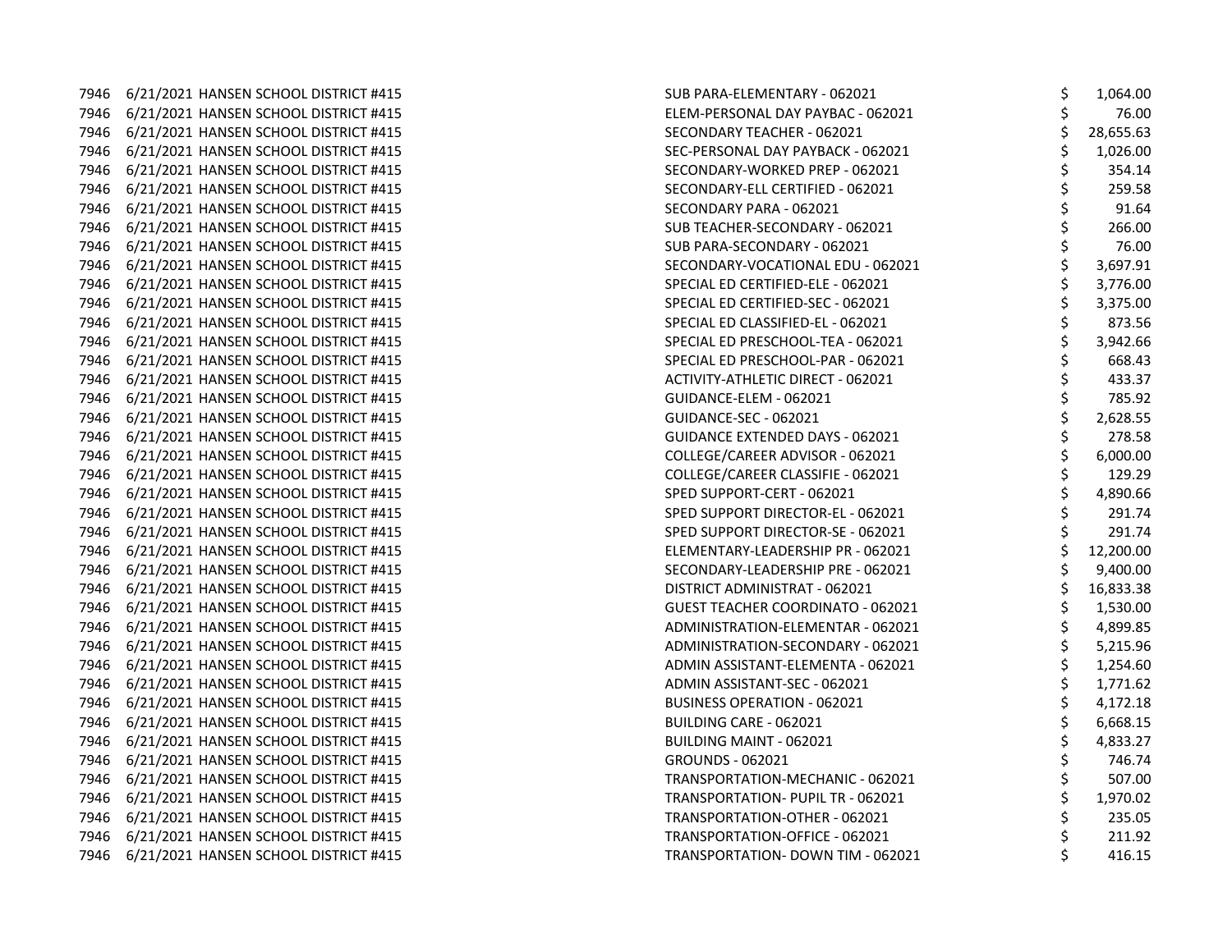| | | | | | |
|---|---|---|---|---|---|
| 7946 | 6/21/2021 | HANSEN SCHOOL DISTRICT #415 | SUB PARA-ELEMENTARY - 062021 | $ | 1,064.00 |
| 7946 | 6/21/2021 | HANSEN SCHOOL DISTRICT #415 | ELEM-PERSONAL DAY PAYBAC - 062021 | $ | 76.00 |
| 7946 | 6/21/2021 | HANSEN SCHOOL DISTRICT #415 | SECONDARY TEACHER - 062021 | $ | 28,655.63 |
| 7946 | 6/21/2021 | HANSEN SCHOOL DISTRICT #415 | SEC-PERSONAL DAY PAYBACK - 062021 | $ | 1,026.00 |
| 7946 | 6/21/2021 | HANSEN SCHOOL DISTRICT #415 | SECONDARY-WORKED PREP - 062021 | $ | 354.14 |
| 7946 | 6/21/2021 | HANSEN SCHOOL DISTRICT #415 | SECONDARY-ELL CERTIFIED - 062021 | $ | 259.58 |
| 7946 | 6/21/2021 | HANSEN SCHOOL DISTRICT #415 | SECONDARY PARA - 062021 | $ | 91.64 |
| 7946 | 6/21/2021 | HANSEN SCHOOL DISTRICT #415 | SUB TEACHER-SECONDARY - 062021 | $ | 266.00 |
| 7946 | 6/21/2021 | HANSEN SCHOOL DISTRICT #415 | SUB PARA-SECONDARY - 062021 | $ | 76.00 |
| 7946 | 6/21/2021 | HANSEN SCHOOL DISTRICT #415 | SECONDARY-VOCATIONAL EDU - 062021 | $ | 3,697.91 |
| 7946 | 6/21/2021 | HANSEN SCHOOL DISTRICT #415 | SPECIAL ED CERTIFIED-ELE - 062021 | $ | 3,776.00 |
| 7946 | 6/21/2021 | HANSEN SCHOOL DISTRICT #415 | SPECIAL ED CERTIFIED-SEC - 062021 | $ | 3,375.00 |
| 7946 | 6/21/2021 | HANSEN SCHOOL DISTRICT #415 | SPECIAL ED CLASSIFIED-EL - 062021 | $ | 873.56 |
| 7946 | 6/21/2021 | HANSEN SCHOOL DISTRICT #415 | SPECIAL ED PRESCHOOL-TEA - 062021 | $ | 3,942.66 |
| 7946 | 6/21/2021 | HANSEN SCHOOL DISTRICT #415 | SPECIAL ED PRESCHOOL-PAR - 062021 | $ | 668.43 |
| 7946 | 6/21/2021 | HANSEN SCHOOL DISTRICT #415 | ACTIVITY-ATHLETIC DIRECT - 062021 | $ | 433.37 |
| 7946 | 6/21/2021 | HANSEN SCHOOL DISTRICT #415 | GUIDANCE-ELEM - 062021 | $ | 785.92 |
| 7946 | 6/21/2021 | HANSEN SCHOOL DISTRICT #415 | GUIDANCE-SEC - 062021 | $ | 2,628.55 |
| 7946 | 6/21/2021 | HANSEN SCHOOL DISTRICT #415 | GUIDANCE EXTENDED DAYS - 062021 | $ | 278.58 |
| 7946 | 6/21/2021 | HANSEN SCHOOL DISTRICT #415 | COLLEGE/CAREER ADVISOR - 062021 | $ | 6,000.00 |
| 7946 | 6/21/2021 | HANSEN SCHOOL DISTRICT #415 | COLLEGE/CAREER CLASSIFIE - 062021 | $ | 129.29 |
| 7946 | 6/21/2021 | HANSEN SCHOOL DISTRICT #415 | SPED SUPPORT-CERT - 062021 | $ | 4,890.66 |
| 7946 | 6/21/2021 | HANSEN SCHOOL DISTRICT #415 | SPED SUPPORT DIRECTOR-EL - 062021 | $ | 291.74 |
| 7946 | 6/21/2021 | HANSEN SCHOOL DISTRICT #415 | SPED SUPPORT DIRECTOR-SE - 062021 | $ | 291.74 |
| 7946 | 6/21/2021 | HANSEN SCHOOL DISTRICT #415 | ELEMENTARY-LEADERSHIP PR - 062021 | $ | 12,200.00 |
| 7946 | 6/21/2021 | HANSEN SCHOOL DISTRICT #415 | SECONDARY-LEADERSHIP PRE - 062021 | $ | 9,400.00 |
| 7946 | 6/21/2021 | HANSEN SCHOOL DISTRICT #415 | DISTRICT ADMINISTRAT - 062021 | $ | 16,833.38 |
| 7946 | 6/21/2021 | HANSEN SCHOOL DISTRICT #415 | GUEST TEACHER COORDINATO - 062021 | $ | 1,530.00 |
| 7946 | 6/21/2021 | HANSEN SCHOOL DISTRICT #415 | ADMINISTRATION-ELEMENTAR - 062021 | $ | 4,899.85 |
| 7946 | 6/21/2021 | HANSEN SCHOOL DISTRICT #415 | ADMINISTRATION-SECONDARY - 062021 | $ | 5,215.96 |
| 7946 | 6/21/2021 | HANSEN SCHOOL DISTRICT #415 | ADMIN ASSISTANT-ELEMENTA - 062021 | $ | 1,254.60 |
| 7946 | 6/21/2021 | HANSEN SCHOOL DISTRICT #415 | ADMIN ASSISTANT-SEC - 062021 | $ | 1,771.62 |
| 7946 | 6/21/2021 | HANSEN SCHOOL DISTRICT #415 | BUSINESS OPERATION - 062021 | $ | 4,172.18 |
| 7946 | 6/21/2021 | HANSEN SCHOOL DISTRICT #415 | BUILDING CARE - 062021 | $ | 6,668.15 |
| 7946 | 6/21/2021 | HANSEN SCHOOL DISTRICT #415 | BUILDING MAINT - 062021 | $ | 4,833.27 |
| 7946 | 6/21/2021 | HANSEN SCHOOL DISTRICT #415 | GROUNDS - 062021 | $ | 746.74 |
| 7946 | 6/21/2021 | HANSEN SCHOOL DISTRICT #415 | TRANSPORTATION-MECHANIC - 062021 | $ | 507.00 |
| 7946 | 6/21/2021 | HANSEN SCHOOL DISTRICT #415 | TRANSPORTATION- PUPIL TR - 062021 | $ | 1,970.02 |
| 7946 | 6/21/2021 | HANSEN SCHOOL DISTRICT #415 | TRANSPORTATION-OTHER - 062021 | $ | 235.05 |
| 7946 | 6/21/2021 | HANSEN SCHOOL DISTRICT #415 | TRANSPORTATION-OFFICE - 062021 | $ | 211.92 |
| 7946 | 6/21/2021 | HANSEN SCHOOL DISTRICT #415 | TRANSPORTATION- DOWN TIM - 062021 | $ | 416.15 |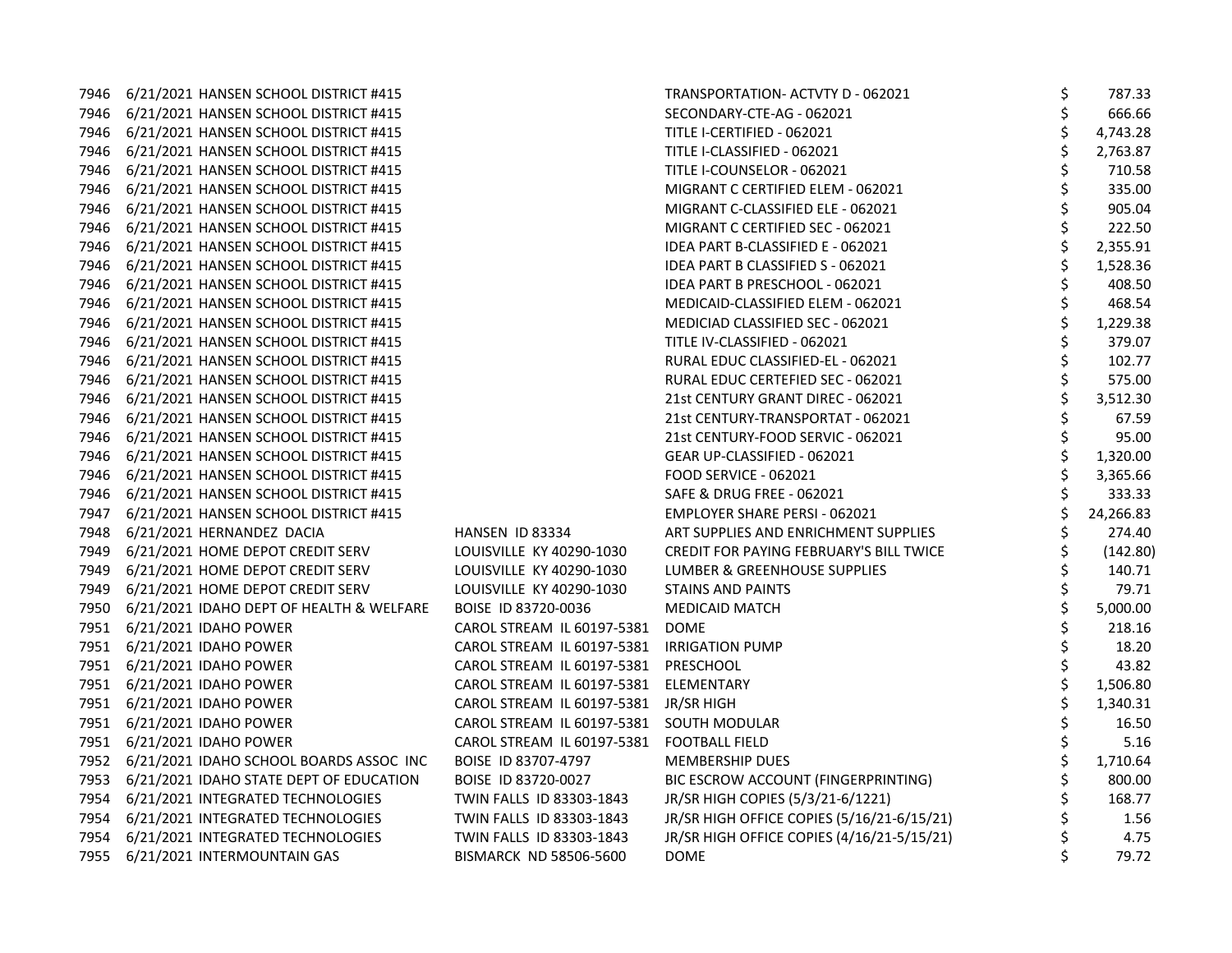| | | | | | |
|---|---|---|---|---|---|
| 7946 | 6/21/2021 | HANSEN SCHOOL DISTRICT #415 | | TRANSPORTATION- ACTVTY D - 062021 | $ 787.33 |
| 7946 | 6/21/2021 | HANSEN SCHOOL DISTRICT #415 | | SECONDARY-CTE-AG - 062021 | $ 666.66 |
| 7946 | 6/21/2021 | HANSEN SCHOOL DISTRICT #415 | | TITLE I-CERTIFIED - 062021 | $ 4,743.28 |
| 7946 | 6/21/2021 | HANSEN SCHOOL DISTRICT #415 | | TITLE I-CLASSIFIED - 062021 | $ 2,763.87 |
| 7946 | 6/21/2021 | HANSEN SCHOOL DISTRICT #415 | | TITLE I-COUNSELOR - 062021 | $ 710.58 |
| 7946 | 6/21/2021 | HANSEN SCHOOL DISTRICT #415 | | MIGRANT C CERTIFIED ELEM - 062021 | $ 335.00 |
| 7946 | 6/21/2021 | HANSEN SCHOOL DISTRICT #415 | | MIGRANT C-CLASSIFIED ELE - 062021 | $ 905.04 |
| 7946 | 6/21/2021 | HANSEN SCHOOL DISTRICT #415 | | MIGRANT C CERTIFIED SEC - 062021 | $ 222.50 |
| 7946 | 6/21/2021 | HANSEN SCHOOL DISTRICT #415 | | IDEA PART B-CLASSIFIED E - 062021 | $ 2,355.91 |
| 7946 | 6/21/2021 | HANSEN SCHOOL DISTRICT #415 | | IDEA PART B CLASSIFIED S - 062021 | $ 1,528.36 |
| 7946 | 6/21/2021 | HANSEN SCHOOL DISTRICT #415 | | IDEA PART B PRESCHOOL - 062021 | $ 408.50 |
| 7946 | 6/21/2021 | HANSEN SCHOOL DISTRICT #415 | | MEDICAID-CLASSIFIED ELEM - 062021 | $ 468.54 |
| 7946 | 6/21/2021 | HANSEN SCHOOL DISTRICT #415 | | MEDICIAD CLASSIFIED SEC - 062021 | $ 1,229.38 |
| 7946 | 6/21/2021 | HANSEN SCHOOL DISTRICT #415 | | TITLE IV-CLASSIFIED - 062021 | $ 379.07 |
| 7946 | 6/21/2021 | HANSEN SCHOOL DISTRICT #415 | | RURAL EDUC CLASSIFIED-EL - 062021 | $ 102.77 |
| 7946 | 6/21/2021 | HANSEN SCHOOL DISTRICT #415 | | RURAL EDUC CERTEFIED SEC - 062021 | $ 575.00 |
| 7946 | 6/21/2021 | HANSEN SCHOOL DISTRICT #415 | | 21st CENTURY GRANT DIREC - 062021 | $ 3,512.30 |
| 7946 | 6/21/2021 | HANSEN SCHOOL DISTRICT #415 | | 21st CENTURY-TRANSPORTAT - 062021 | $ 67.59 |
| 7946 | 6/21/2021 | HANSEN SCHOOL DISTRICT #415 | | 21st CENTURY-FOOD SERVIC - 062021 | $ 95.00 |
| 7946 | 6/21/2021 | HANSEN SCHOOL DISTRICT #415 | | GEAR UP-CLASSIFIED - 062021 | $ 1,320.00 |
| 7946 | 6/21/2021 | HANSEN SCHOOL DISTRICT #415 | | FOOD SERVICE - 062021 | $ 3,365.66 |
| 7946 | 6/21/2021 | HANSEN SCHOOL DISTRICT #415 | | SAFE & DRUG FREE - 062021 | $ 333.33 |
| 7947 | 6/21/2021 | HANSEN SCHOOL DISTRICT #415 | | EMPLOYER SHARE PERSI - 062021 | $ 24,266.83 |
| 7948 | 6/21/2021 | HERNANDEZ DACIA | HANSEN ID 83334 | ART SUPPLIES AND ENRICHMENT SUPPLIES | $ 274.40 |
| 7949 | 6/21/2021 | HOME DEPOT CREDIT SERV | LOUISVILLE KY 40290-1030 | CREDIT FOR PAYING FEBRUARY'S BILL TWICE | $ (142.80) |
| 7949 | 6/21/2021 | HOME DEPOT CREDIT SERV | LOUISVILLE KY 40290-1030 | LUMBER & GREENHOUSE SUPPLIES | $ 140.71 |
| 7949 | 6/21/2021 | HOME DEPOT CREDIT SERV | LOUISVILLE KY 40290-1030 | STAINS AND PAINTS | $ 79.71 |
| 7950 | 6/21/2021 | IDAHO DEPT OF HEALTH & WELFARE | BOISE ID 83720-0036 | MEDICAID MATCH | $ 5,000.00 |
| 7951 | 6/21/2021 | IDAHO POWER | CAROL STREAM IL 60197-5381 | DOME | $ 218.16 |
| 7951 | 6/21/2021 | IDAHO POWER | CAROL STREAM IL 60197-5381 | IRRIGATION PUMP | $ 18.20 |
| 7951 | 6/21/2021 | IDAHO POWER | CAROL STREAM IL 60197-5381 | PRESCHOOL | $ 43.82 |
| 7951 | 6/21/2021 | IDAHO POWER | CAROL STREAM IL 60197-5381 | ELEMENTARY | $ 1,506.80 |
| 7951 | 6/21/2021 | IDAHO POWER | CAROL STREAM IL 60197-5381 | JR/SR HIGH | $ 1,340.31 |
| 7951 | 6/21/2021 | IDAHO POWER | CAROL STREAM IL 60197-5381 | SOUTH MODULAR | $ 16.50 |
| 7951 | 6/21/2021 | IDAHO POWER | CAROL STREAM IL 60197-5381 | FOOTBALL FIELD | $ 5.16 |
| 7952 | 6/21/2021 | IDAHO SCHOOL BOARDS ASSOC INC | BOISE ID 83707-4797 | MEMBERSHIP DUES | $ 1,710.64 |
| 7953 | 6/21/2021 | IDAHO STATE DEPT OF EDUCATION | BOISE ID 83720-0027 | BIC ESCROW ACCOUNT (FINGERPRINTING) | $ 800.00 |
| 7954 | 6/21/2021 | INTEGRATED TECHNOLOGIES | TWIN FALLS ID 83303-1843 | JR/SR HIGH COPIES (5/3/21-6/1221) | $ 168.77 |
| 7954 | 6/21/2021 | INTEGRATED TECHNOLOGIES | TWIN FALLS ID 83303-1843 | JR/SR HIGH OFFICE COPIES (5/16/21-6/15/21) | $ 1.56 |
| 7954 | 6/21/2021 | INTEGRATED TECHNOLOGIES | TWIN FALLS ID 83303-1843 | JR/SR HIGH OFFICE COPIES (4/16/21-5/15/21) | $ 4.75 |
| 7955 | 6/21/2021 | INTERMOUNTAIN GAS | BISMARCK ND 58506-5600 | DOME | $ 79.72 |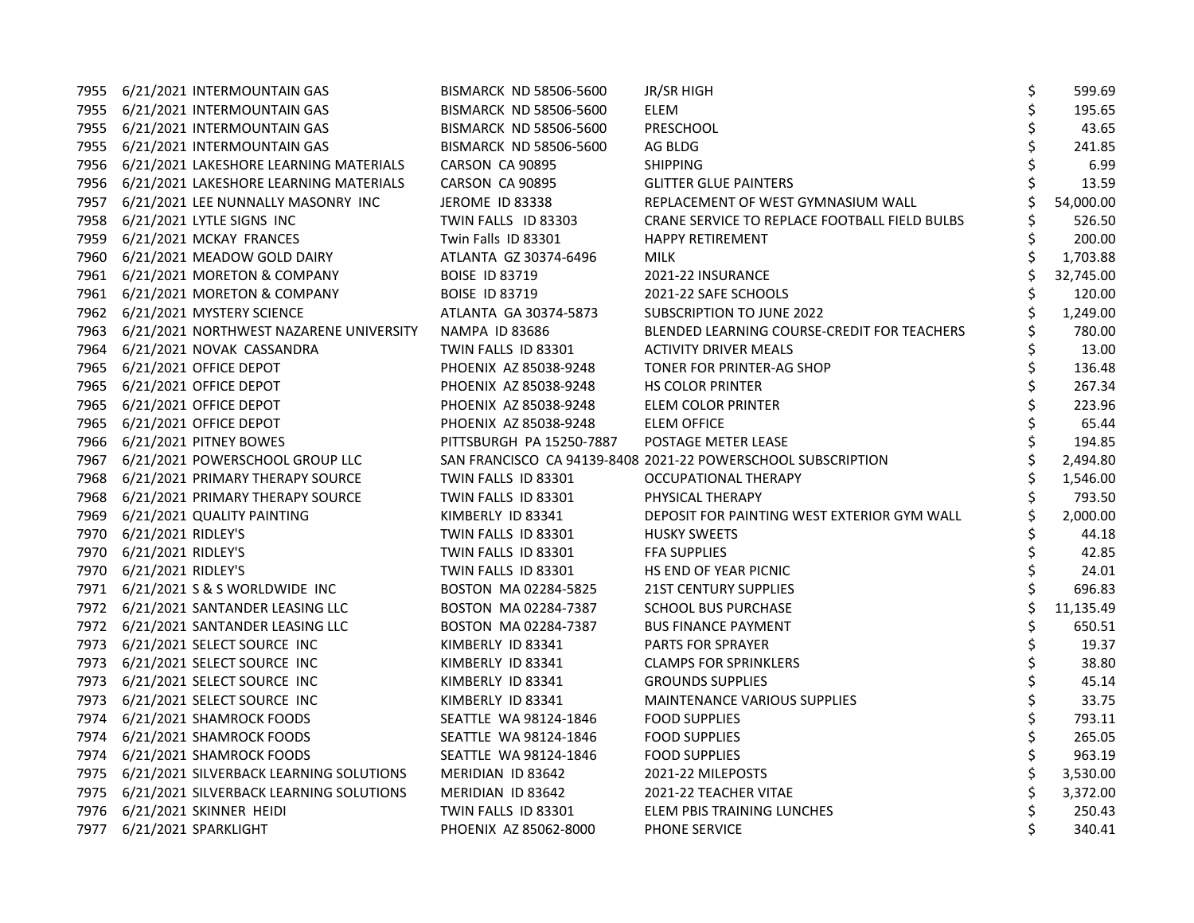| | | | | | |
|---|---|---|---|---|---|
| 7955 | 6/21/2021 | INTERMOUNTAIN GAS | BISMARCK ND 58506-5600 | JR/SR HIGH | $ 599.69 |
| 7955 | 6/21/2021 | INTERMOUNTAIN GAS | BISMARCK ND 58506-5600 | ELEM | $ 195.65 |
| 7955 | 6/21/2021 | INTERMOUNTAIN GAS | BISMARCK ND 58506-5600 | PRESCHOOL | $ 43.65 |
| 7955 | 6/21/2021 | INTERMOUNTAIN GAS | BISMARCK ND 58506-5600 | AG BLDG | $ 241.85 |
| 7956 | 6/21/2021 | LAKESHORE LEARNING MATERIALS | CARSON CA 90895 | SHIPPING | $ 6.99 |
| 7956 | 6/21/2021 | LAKESHORE LEARNING MATERIALS | CARSON CA 90895 | GLITTER GLUE PAINTERS | $ 13.59 |
| 7957 | 6/21/2021 | LEE NUNNALLY MASONRY INC | JEROME ID 83338 | REPLACEMENT OF WEST GYMNASIUM WALL | $ 54,000.00 |
| 7958 | 6/21/2021 | LYTLE SIGNS INC | TWIN FALLS ID 83303 | CRANE SERVICE TO REPLACE FOOTBALL FIELD BULBS | $ 526.50 |
| 7959 | 6/21/2021 | MCKAY FRANCES | Twin Falls ID 83301 | HAPPY RETIREMENT | $ 200.00 |
| 7960 | 6/21/2021 | MEADOW GOLD DAIRY | ATLANTA GZ 30374-6496 | MILK | $ 1,703.88 |
| 7961 | 6/21/2021 | MORETON & COMPANY | BOISE ID 83719 | 2021-22 INSURANCE | $ 32,745.00 |
| 7961 | 6/21/2021 | MORETON & COMPANY | BOISE ID 83719 | 2021-22 SAFE SCHOOLS | $ 120.00 |
| 7962 | 6/21/2021 | MYSTERY SCIENCE | ATLANTA GA 30374-5873 | SUBSCRIPTION TO JUNE 2022 | $ 1,249.00 |
| 7963 | 6/21/2021 | NORTHWEST NAZARENE UNIVERSITY | NAMPA ID 83686 | BLENDED LEARNING COURSE-CREDIT FOR TEACHERS | $ 780.00 |
| 7964 | 6/21/2021 | NOVAK CASSANDRA | TWIN FALLS ID 83301 | ACTIVITY DRIVER MEALS | $ 13.00 |
| 7965 | 6/21/2021 | OFFICE DEPOT | PHOENIX AZ 85038-9248 | TONER FOR PRINTER-AG SHOP | $ 136.48 |
| 7965 | 6/21/2021 | OFFICE DEPOT | PHOENIX AZ 85038-9248 | HS COLOR PRINTER | $ 267.34 |
| 7965 | 6/21/2021 | OFFICE DEPOT | PHOENIX AZ 85038-9248 | ELEM COLOR PRINTER | $ 223.96 |
| 7965 | 6/21/2021 | OFFICE DEPOT | PHOENIX AZ 85038-9248 | ELEM OFFICE | $ 65.44 |
| 7966 | 6/21/2021 | PITNEY BOWES | PITTSBURGH PA 15250-7887 | POSTAGE METER LEASE | $ 194.85 |
| 7967 | 6/21/2021 | POWERSCHOOL GROUP LLC | SAN FRANCISCO CA 94139-8408 | 2021-22 POWERSCHOOL SUBSCRIPTION | $ 2,494.80 |
| 7968 | 6/21/2021 | PRIMARY THERAPY SOURCE | TWIN FALLS ID 83301 | OCCUPATIONAL THERAPY | $ 1,546.00 |
| 7968 | 6/21/2021 | PRIMARY THERAPY SOURCE | TWIN FALLS ID 83301 | PHYSICAL THERAPY | $ 793.50 |
| 7969 | 6/21/2021 | QUALITY PAINTING | KIMBERLY ID 83341 | DEPOSIT FOR PAINTING WEST EXTERIOR GYM WALL | $ 2,000.00 |
| 7970 | 6/21/2021 | RIDLEY'S | TWIN FALLS ID 83301 | HUSKY SWEETS | $ 44.18 |
| 7970 | 6/21/2021 | RIDLEY'S | TWIN FALLS ID 83301 | FFA SUPPLIES | $ 42.85 |
| 7970 | 6/21/2021 | RIDLEY'S | TWIN FALLS ID 83301 | HS END OF YEAR PICNIC | $ 24.01 |
| 7971 | 6/21/2021 | S & S WORLDWIDE INC | BOSTON MA 02284-5825 | 21ST CENTURY SUPPLIES | $ 696.83 |
| 7972 | 6/21/2021 | SANTANDER LEASING LLC | BOSTON MA 02284-7387 | SCHOOL BUS PURCHASE | $ 11,135.49 |
| 7972 | 6/21/2021 | SANTANDER LEASING LLC | BOSTON MA 02284-7387 | BUS FINANCE PAYMENT | $ 650.51 |
| 7973 | 6/21/2021 | SELECT SOURCE INC | KIMBERLY ID 83341 | PARTS FOR SPRAYER | $ 19.37 |
| 7973 | 6/21/2021 | SELECT SOURCE INC | KIMBERLY ID 83341 | CLAMPS FOR SPRINKLERS | $ 38.80 |
| 7973 | 6/21/2021 | SELECT SOURCE INC | KIMBERLY ID 83341 | GROUNDS SUPPLIES | $ 45.14 |
| 7973 | 6/21/2021 | SELECT SOURCE INC | KIMBERLY ID 83341 | MAINTENANCE VARIOUS SUPPLIES | $ 33.75 |
| 7974 | 6/21/2021 | SHAMROCK FOODS | SEATTLE WA 98124-1846 | FOOD SUPPLIES | $ 793.11 |
| 7974 | 6/21/2021 | SHAMROCK FOODS | SEATTLE WA 98124-1846 | FOOD SUPPLIES | $ 265.05 |
| 7974 | 6/21/2021 | SHAMROCK FOODS | SEATTLE WA 98124-1846 | FOOD SUPPLIES | $ 963.19 |
| 7975 | 6/21/2021 | SILVERBACK LEARNING SOLUTIONS | MERIDIAN ID 83642 | 2021-22 MILEPOSTS | $ 3,530.00 |
| 7975 | 6/21/2021 | SILVERBACK LEARNING SOLUTIONS | MERIDIAN ID 83642 | 2021-22 TEACHER VITAE | $ 3,372.00 |
| 7976 | 6/21/2021 | SKINNER HEIDI | TWIN FALLS ID 83301 | ELEM PBIS TRAINING LUNCHES | $ 250.43 |
| 7977 | 6/21/2021 | SPARKLIGHT | PHOENIX AZ 85062-8000 | PHONE SERVICE | $ 340.41 |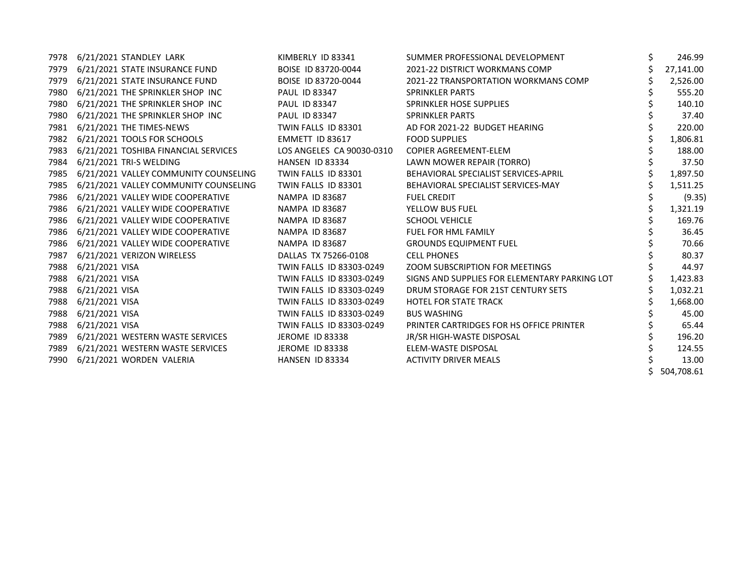| | | | | | |
|---|---|---|---|---|---|
| 7978 | 6/21/2021 | STANDLEY LARK | KIMBERLY ID 83341 | SUMMER PROFESSIONAL DEVELOPMENT | $ 246.99 |
| 7979 | 6/21/2021 | STATE INSURANCE FUND | BOISE ID 83720-0044 | 2021-22 DISTRICT WORKMANS COMP | $ 27,141.00 |
| 7979 | 6/21/2021 | STATE INSURANCE FUND | BOISE ID 83720-0044 | 2021-22 TRANSPORTATION WORKMANS COMP | $ 2,526.00 |
| 7980 | 6/21/2021 | THE SPRINKLER SHOP INC | PAUL ID 83347 | SPRINKLER PARTS | $ 555.20 |
| 7980 | 6/21/2021 | THE SPRINKLER SHOP INC | PAUL ID 83347 | SPRINKLER HOSE SUPPLIES | $ 140.10 |
| 7980 | 6/21/2021 | THE SPRINKLER SHOP INC | PAUL ID 83347 | SPRINKLER PARTS | $ 37.40 |
| 7981 | 6/21/2021 | THE TIMES-NEWS | TWIN FALLS ID 83301 | AD FOR 2021-22 BUDGET HEARING | $ 220.00 |
| 7982 | 6/21/2021 | TOOLS FOR SCHOOLS | EMMETT ID 83617 | FOOD SUPPLIES | $ 1,806.81 |
| 7983 | 6/21/2021 | TOSHIBA FINANCIAL SERVICES | LOS ANGELES CA 90030-0310 | COPIER AGREEMENT-ELEM | $ 188.00 |
| 7984 | 6/21/2021 | TRI-S WELDING | HANSEN ID 83334 | LAWN MOWER REPAIR (TORRO) | $ 37.50 |
| 7985 | 6/21/2021 | VALLEY COMMUNITY COUNSELING | TWIN FALLS ID 83301 | BEHAVIORAL SPECIALIST SERVICES-APRIL | $ 1,897.50 |
| 7985 | 6/21/2021 | VALLEY COMMUNITY COUNSELING | TWIN FALLS ID 83301 | BEHAVIORAL SPECIALIST SERVICES-MAY | $ 1,511.25 |
| 7986 | 6/21/2021 | VALLEY WIDE COOPERATIVE | NAMPA ID 83687 | FUEL CREDIT | $ (9.35) |
| 7986 | 6/21/2021 | VALLEY WIDE COOPERATIVE | NAMPA ID 83687 | YELLOW BUS FUEL | $ 1,321.19 |
| 7986 | 6/21/2021 | VALLEY WIDE COOPERATIVE | NAMPA ID 83687 | SCHOOL VEHICLE | $ 169.76 |
| 7986 | 6/21/2021 | VALLEY WIDE COOPERATIVE | NAMPA ID 83687 | FUEL FOR HML FAMILY | $ 36.45 |
| 7986 | 6/21/2021 | VALLEY WIDE COOPERATIVE | NAMPA ID 83687 | GROUNDS EQUIPMENT FUEL | $ 70.66 |
| 7987 | 6/21/2021 | VERIZON WIRELESS | DALLAS TX 75266-0108 | CELL PHONES | $ 80.37 |
| 7988 | 6/21/2021 | VISA | TWIN FALLS ID 83303-0249 | ZOOM SUBSCRIPTION FOR MEETINGS | $ 44.97 |
| 7988 | 6/21/2021 | VISA | TWIN FALLS ID 83303-0249 | SIGNS AND SUPPLIES FOR ELEMENTARY PARKING LOT | $ 1,423.83 |
| 7988 | 6/21/2021 | VISA | TWIN FALLS ID 83303-0249 | DRUM STORAGE FOR 21ST CENTURY SETS | $ 1,032.21 |
| 7988 | 6/21/2021 | VISA | TWIN FALLS ID 83303-0249 | HOTEL FOR STATE TRACK | $ 1,668.00 |
| 7988 | 6/21/2021 | VISA | TWIN FALLS ID 83303-0249 | BUS WASHING | $ 45.00 |
| 7988 | 6/21/2021 | VISA | TWIN FALLS ID 83303-0249 | PRINTER CARTRIDGES FOR HS OFFICE PRINTER | $ 65.44 |
| 7989 | 6/21/2021 | WESTERN WASTE SERVICES | JEROME ID 83338 | JR/SR HIGH-WASTE DISPOSAL | $ 196.20 |
| 7989 | 6/21/2021 | WESTERN WASTE SERVICES | JEROME ID 83338 | ELEM-WASTE DISPOSAL | $ 124.55 |
| 7990 | 6/21/2021 | WORDEN VALERIA | HANSEN ID 83334 | ACTIVITY DRIVER MEALS | $ 13.00 |
| | | | | | $ 504,708.61 |